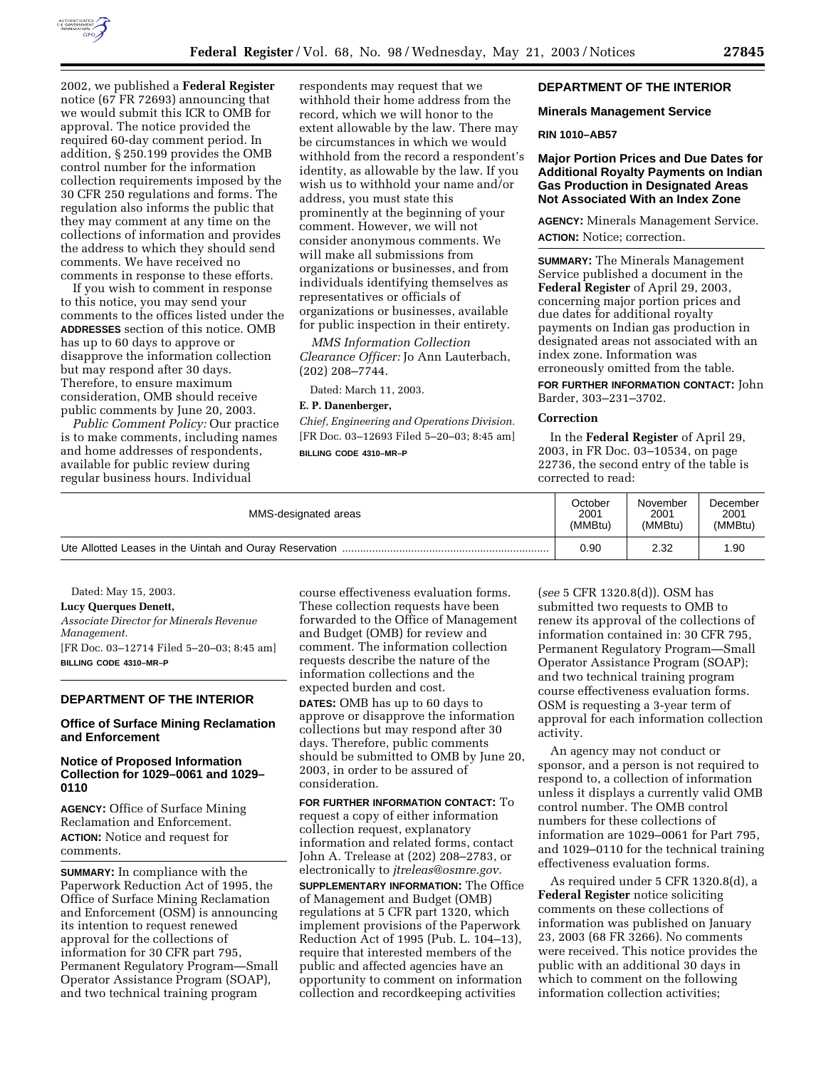2002, we published a **Federal Register** notice (67 FR 72693) announcing that we would submit this ICR to OMB for approval. The notice provided the required 60-day comment period. In addition, § 250.199 provides the OMB control number for the information collection requirements imposed by the 30 CFR 250 regulations and forms. The regulation also informs the public that they may comment at any time on the collections of information and provides the address to which they should send comments. We have received no comments in response to these efforts.

If you wish to comment in response to this notice, you may send your comments to the offices listed under the **ADDRESSES** section of this notice. OMB has up to 60 days to approve or disapprove the information collection but may respond after 30 days. Therefore, to ensure maximum consideration, OMB should receive public comments by June 20, 2003.

*Public Comment Policy:* Our practice is to make comments, including names and home addresses of respondents, available for public review during regular business hours. Individual respondents may request that we withhold their home address from the record, which we will honor to the extent allowable by the law. There may be circumstances in which we would withhold from the record a respondent's identity, as allowable by the law. If you wish us to withhold your name and/or address, you must state this prominently at the beginning of your comment. However, we will not consider anonymous comments. We will make all submissions from organizations or businesses, and from individuals identifying themselves as representatives or officials of organizations or businesses, available for public inspection in their entirety.

*MMS Information Collection Clearance Officer:* Jo Ann Lauterbach, (202) 208–7744.

Dated: March 11, 2003.

**E. P. Danenberger,**

*Chief, Engineering and Operations Division.*

[FR Doc. 03–12693 Filed 5–20–03; 8:45 am]

**BILLING CODE 4310–MR–P**

## DEPARTMENT OF THE INTERIOR

### Minerals Management Service

**RIN 1010–AB57**

### Major Portion Prices and Due Dates for Additional Royalty Payments on Indian Gas Production in Designated Areas Not Associated With an Index Zone

**AGENCY:** Minerals Management Service.

**ACTION:** Notice; correction.

**SUMMARY:** The Minerals Management Service published a document in the **Federal Register** of April 29, 2003, concerning major portion prices and due dates for additional royalty payments on Indian gas production in designated areas not associated with an index zone. Information was erroneously omitted from the table.

**FOR FURTHER INFORMATION CONTACT:** John Barder, 303–231–3702.

**Correction**

In the **Federal Register** of April 29, 2003, in FR Doc. 03–10534, on page 22736, the second entry of the table is corrected to read:

| MMS-designated areas | October 2001 (MMBtu) | November 2001 (MMBtu) | December 2001 (MMBtu) |
|---|---|---|---|
| Ute Allotted Leases in the Uintah and Ouray Reservation | 0.90 | 2.32 | 1.90 |

Dated: May 15, 2003.

**Lucy Querques Denett,**

*Associate Director for Minerals Revenue Management.*

[FR Doc. 03–12714 Filed 5–20–03; 8:45 am]

**BILLING CODE 4310–MR–P**

## DEPARTMENT OF THE INTERIOR

### Office of Surface Mining Reclamation and Enforcement

### Notice of Proposed Information Collection for 1029–0061 and 1029–0110

**AGENCY:** Office of Surface Mining Reclamation and Enforcement.

**ACTION:** Notice and request for comments.

**SUMMARY:** In compliance with the Paperwork Reduction Act of 1995, the Office of Surface Mining Reclamation and Enforcement (OSM) is announcing its intention to request renewed approval for the collections of information for 30 CFR part 795, Permanent Regulatory Program—Small Operator Assistance Program (SOAP), and two technical training program course effectiveness evaluation forms. These collection requests have been forwarded to the Office of Management and Budget (OMB) for review and comment. The information collection requests describe the nature of the information collections and the expected burden and cost.

**DATES:** OMB has up to 60 days to approve or disapprove the information collections but may respond after 30 days. Therefore, public comments should be submitted to OMB by June 20, 2003, in order to be assured of consideration.

**FOR FURTHER INFORMATION CONTACT:** To request a copy of either information collection request, explanatory information and related forms, contact John A. Trelease at (202) 208–2783, or electronically to *jtreleas@osmre.gov.*

**SUPPLEMENTARY INFORMATION:** The Office of Management and Budget (OMB) regulations at 5 CFR part 1320, which implement provisions of the Paperwork Reduction Act of 1995 (Pub. L. 104–13), require that interested members of the public and affected agencies have an opportunity to comment on information collection and recordkeeping activities (*see* 5 CFR 1320.8(d)). OSM has submitted two requests to OMB to renew its approval of the collections of information contained in: 30 CFR 795, Permanent Regulatory Program—Small Operator Assistance Program (SOAP); and two technical training program course effectiveness evaluation forms. OSM is requesting a 3-year term of approval for each information collection activity.

An agency may not conduct or sponsor, and a person is not required to respond to, a collection of information unless it displays a currently valid OMB control number. The OMB control numbers for these collections of information are 1029–0061 for Part 795, and 1029–0110 for the technical training effectiveness evaluation forms.

As required under 5 CFR 1320.8(d), a **Federal Register** notice soliciting comments on these collections of information was published on January 23, 2003 (68 FR 3266). No comments were received. This notice provides the public with an additional 30 days in which to comment on the following information collection activities;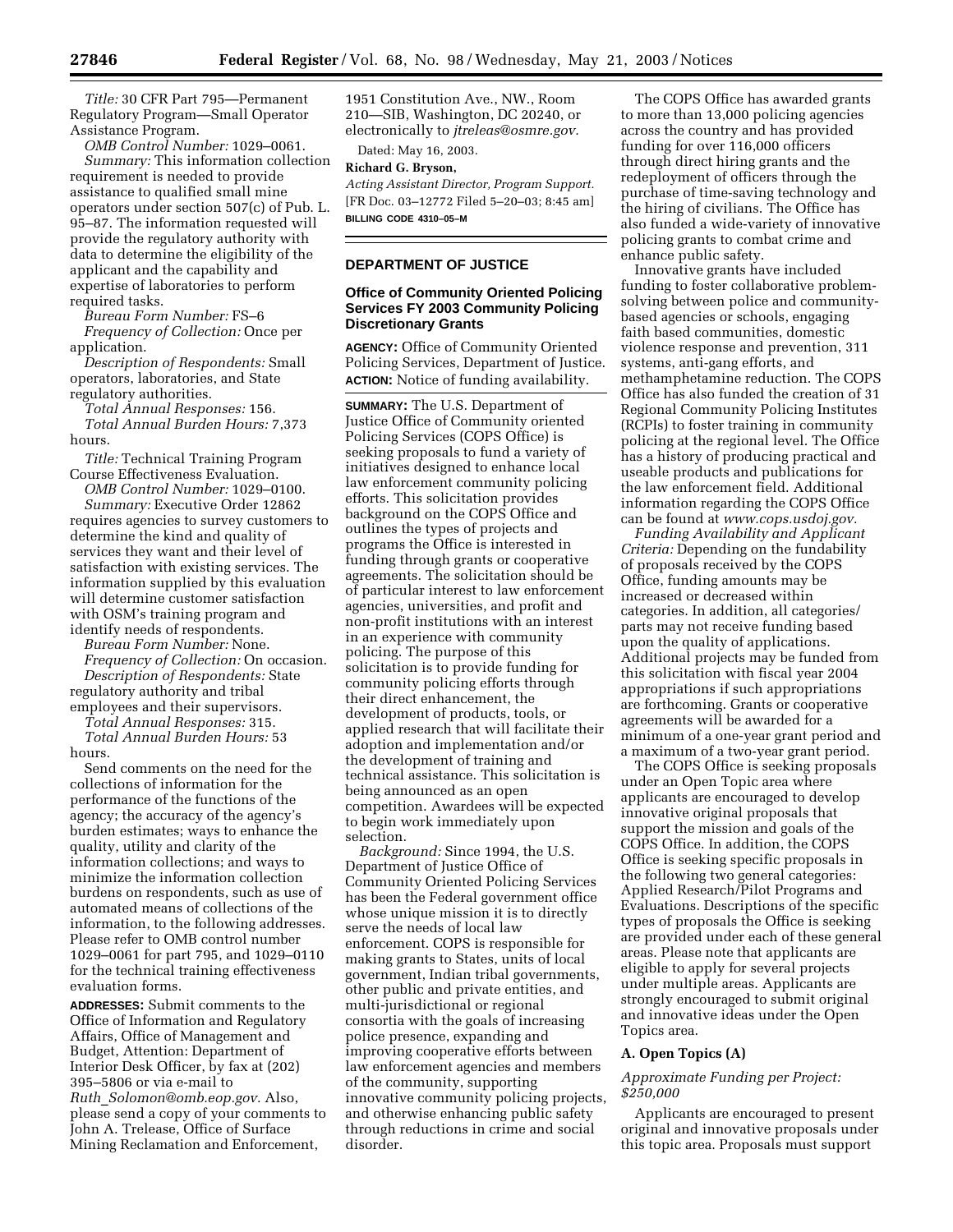*Title:* 30 CFR Part 795—Permanent Regulatory Program—Small Operator Assistance Program.

*OMB Control Number:* 1029–0061.

*Summary:* This information collection requirement is needed to provide assistance to qualified small mine operators under section 507(c) of Pub. L. 95–87. The information requested will provide the regulatory authority with data to determine the eligibility of the applicant and the capability and expertise of laboratories to perform required tasks.

*Bureau Form Number:* FS–6

*Frequency of Collection:* Once per application.

*Description of Respondents:* Small operators, laboratories, and State regulatory authorities.

*Total Annual Responses:* 156.

*Total Annual Burden Hours:* 7,373 hours.

*Title:* Technical Training Program Course Effectiveness Evaluation.

*OMB Control Number:* 1029–0100.

*Summary:* Executive Order 12862 requires agencies to survey customers to determine the kind and quality of services they want and their level of satisfaction with existing services. The information supplied by this evaluation will determine customer satisfaction with OSM's training program and identify needs of respondents.

*Bureau Form Number:* None.

*Frequency of Collection:* On occasion.

*Description of Respondents:* State regulatory authority and tribal employees and their supervisors.

*Total Annual Responses:* 315.

*Total Annual Burden Hours:* 53 hours.

Send comments on the need for the collections of information for the performance of the functions of the agency; the accuracy of the agency's burden estimates; ways to enhance the quality, utility and clarity of the information collections; and ways to minimize the information collection burdens on respondents, such as use of automated means of collections of the information, to the following addresses. Please refer to OMB control number 1029–0061 for part 795, and 1029–0110 for the technical training effectiveness evaluation forms.

**ADDRESSES:** Submit comments to the Office of Information and Regulatory Affairs, Office of Management and Budget, Attention: Department of Interior Desk Officer, by fax at (202) 395–5806 or via e-mail to *Ruth_Solomon@omb.eop.gov.* Also, please send a copy of your comments to John A. Trelease, Office of Surface Mining Reclamation and Enforcement, 1951 Constitution Ave., NW., Room 210—SIB, Washington, DC 20240, or electronically to *jtreleas@osmre.gov.*

Dated: May 16, 2003.

**Richard G. Bryson,**

*Acting Assistant Director, Program Support.*

[FR Doc. 03–12772 Filed 5–20–03; 8:45 am]

**BILLING CODE 4310–05–M**

## DEPARTMENT OF JUSTICE

### Office of Community Oriented Policing Services FY 2003 Community Policing Discretionary Grants

**AGENCY:** Office of Community Oriented Policing Services, Department of Justice.

**ACTION:** Notice of funding availability.

**SUMMARY:** The U.S. Department of Justice Office of Community oriented Policing Services (COPS Office) is seeking proposals to fund a variety of initiatives designed to enhance local law enforcement community policing efforts. This solicitation provides background on the COPS Office and outlines the types of projects and programs the Office is interested in funding through grants or cooperative agreements. The solicitation should be of particular interest to law enforcement agencies, universities, and profit and non-profit institutions with an interest in an experience with community policing. The purpose of this solicitation is to provide funding for community policing efforts through their direct enhancement, the development of products, tools, or applied research that will facilitate their adoption and implementation and/or the development of training and technical assistance. This solicitation is being announced as an open competition. Awardees will be expected to begin work immediately upon selection.

*Background:* Since 1994, the U.S. Department of Justice Office of Community Oriented Policing Services has been the Federal government office whose unique mission it is to directly serve the needs of local law enforcement. COPS is responsible for making grants to States, units of local government, Indian tribal governments, other public and private entities, and multi-jurisdictional or regional consortia with the goals of increasing police presence, expanding and improving cooperative efforts between law enforcement agencies and members of the community, supporting innovative community policing projects, and otherwise enhancing public safety through reductions in crime and social disorder.

The COPS Office has awarded grants to more than 13,000 policing agencies across the country and has provided funding for over 116,000 officers through direct hiring grants and the redeployment of officers through the purchase of time-saving technology and the hiring of civilians. The Office has also funded a wide-variety of innovative policing grants to combat crime and enhance public safety.

Innovative grants have included funding to foster collaborative problem-solving between police and community-based agencies or schools, engaging faith based communities, domestic violence response and prevention, 311 systems, anti-gang efforts, and methamphetamine reduction. The COPS Office has also funded the creation of 31 Regional Community Policing Institutes (RCPIs) to foster training in community policing at the regional level. The Office has a history of producing practical and useable products and publications for the law enforcement field. Additional information regarding the COPS Office can be found at *www.cops.usdoj.gov.*

*Funding Availability and Applicant Criteria:* Depending on the fundability of proposals received by the COPS Office, funding amounts may be increased or decreased within categories. In addition, all categories/parts may not receive funding based upon the quality of applications. Additional projects may be funded from this solicitation with fiscal year 2004 appropriations if such appropriations are forthcoming. Grants or cooperative agreements will be awarded for a minimum of a one-year grant period and a maximum of a two-year grant period.

The COPS Office is seeking proposals under an Open Topic area where applicants are encouraged to develop innovative original proposals that support the mission and goals of the COPS Office. In addition, the COPS Office is seeking specific proposals in the following two general categories: Applied Research/Pilot Programs and Evaluations. Descriptions of the specific types of proposals the Office is seeking are provided under each of these general areas. Please note that applicants are eligible to apply for several projects under multiple areas. Applicants are strongly encouraged to submit original and innovative ideas under the Open Topics area.

#### A. Open Topics (A)

*Approximate Funding per Project: $250,000*

Applicants are encouraged to present original and innovative proposals under this topic area. Proposals must support